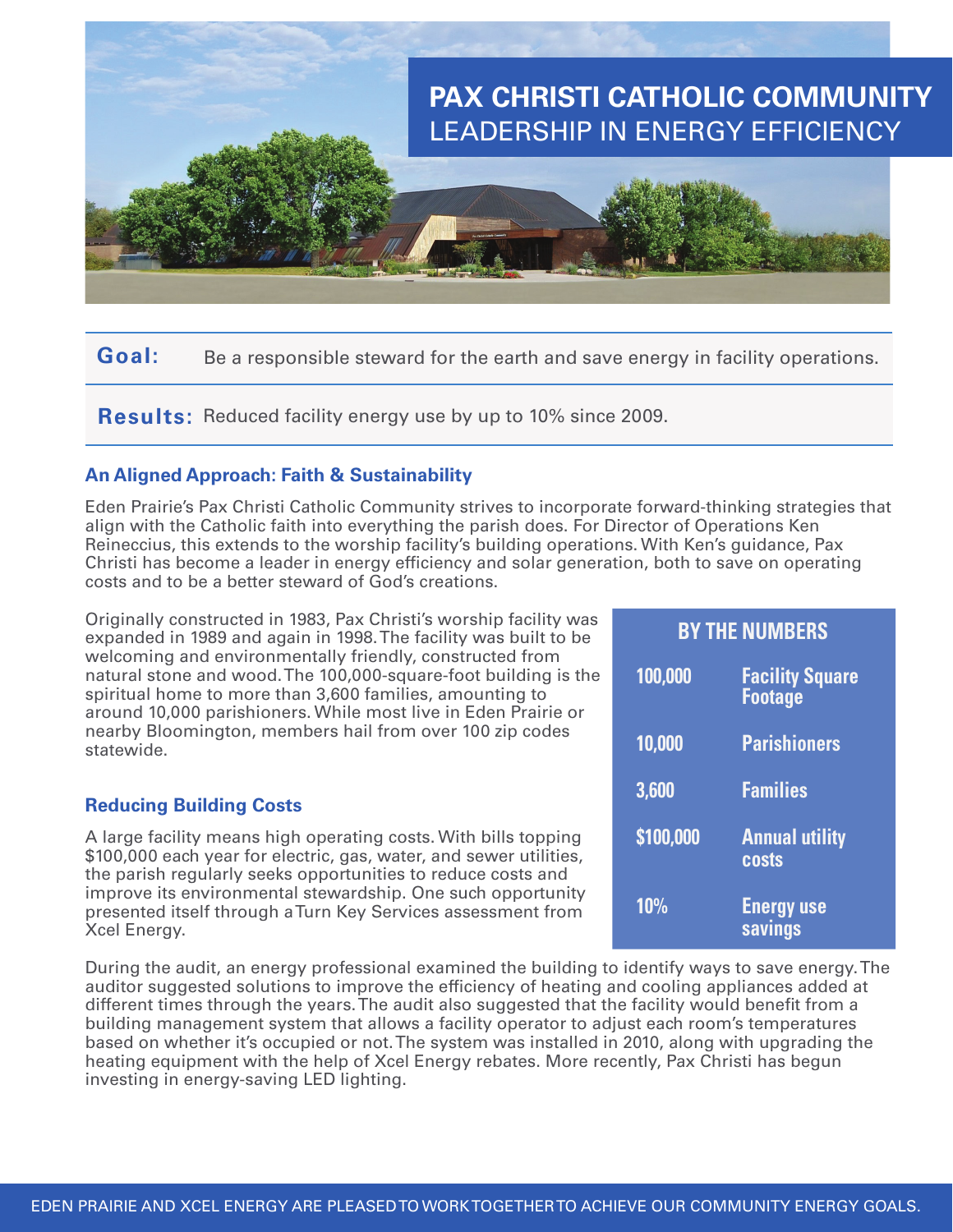# PAX CHRISTI CATHOLIC COMMUNITY
## LEADERSHIP IN ENERGY EFFICIENCY

**Goal:** Be a responsible steward for the earth and save energy in facility operations.

**Results:** Reduced facility energy use by up to 10% since 2009.

### An Aligned Approach: Faith & Sustainability

Eden Prairie's Pax Christi Catholic Community strives to incorporate forward-thinking strategies that align with the Catholic faith into everything the parish does. For Director of Operations Ken Reineccius, this extends to the worship facility's building operations. With Ken's guidance, Pax Christi has become a leader in energy efficiency and solar generation, both to save on operating costs and to be a better steward of God's creations.

Originally constructed in 1983, Pax Christi's worship facility was expanded in 1989 and again in 1998. The facility was built to be welcoming and environmentally friendly, constructed from natural stone and wood. The 100,000-square-foot building is the spiritual home to more than 3,600 families, amounting to around 10,000 parishioners. While most live in Eden Prairie or nearby Bloomington, members hail from over 100 zip codes statewide.

| BY THE NUMBERS | |
|---|---|
| 100,000 | Facility Square Footage |
| 10,000 | Parishioners |
| 3,600 | Families |
| $100,000 | Annual utility costs |
| 10% | Energy use savings |

### Reducing Building Costs

A large facility means high operating costs. With bills topping $100,000 each year for electric, gas, water, and sewer utilities, the parish regularly seeks opportunities to reduce costs and improve its environmental stewardship. One such opportunity presented itself through a Turn Key Services assessment from Xcel Energy.

During the audit, an energy professional examined the building to identify ways to save energy. The auditor suggested solutions to improve the efficiency of heating and cooling appliances added at different times through the years. The audit also suggested that the facility would benefit from a building management system that allows a facility operator to adjust each room's temperatures based on whether it's occupied or not. The system was installed in 2010, along with upgrading the heating equipment with the help of Xcel Energy rebates. More recently, Pax Christi has begun investing in energy-saving LED lighting.

EDEN PRAIRIE AND XCEL ENERGY ARE PLEASED TO WORK TOGETHER TO ACHIEVE OUR COMMUNITY ENERGY GOALS.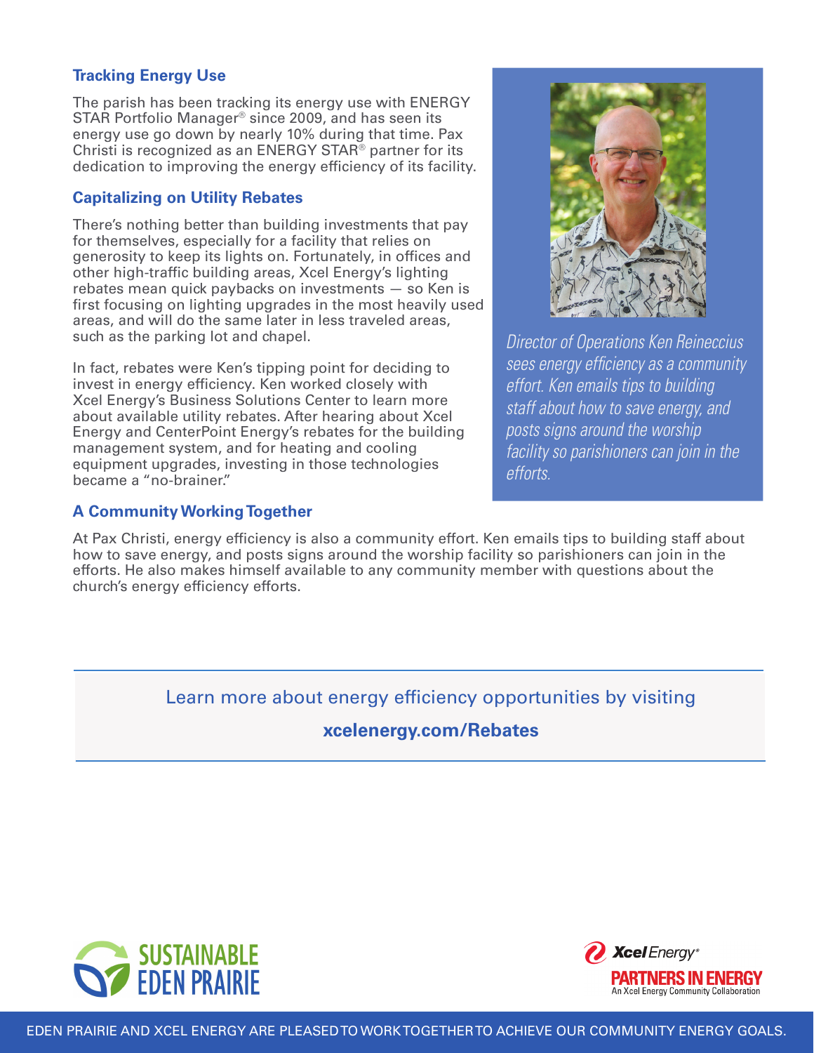### Tracking Energy Use

The parish has been tracking its energy use with ENERGY STAR Portfolio Manager® since 2009, and has seen its energy use go down by nearly 10% during that time. Pax Christi is recognized as an ENERGY STAR® partner for its dedication to improving the energy efficiency of its facility.

### Capitalizing on Utility Rebates

There's nothing better than building investments that pay for themselves, especially for a facility that relies on generosity to keep its lights on. Fortunately, in offices and other high-traffic building areas, Xcel Energy's lighting rebates mean quick paybacks on investments — so Ken is first focusing on lighting upgrades in the most heavily used areas, and will do the same later in less traveled areas, such as the parking lot and chapel.

In fact, rebates were Ken's tipping point for deciding to invest in energy efficiency. Ken worked closely with Xcel Energy's Business Solutions Center to learn more about available utility rebates. After hearing about Xcel Energy and CenterPoint Energy's rebates for the building management system, and for heating and cooling equipment upgrades, investing in those technologies became a "no-brainer."

*Director of Operations Ken Reineccius sees energy efficiency as a community effort. Ken emails tips to building staff about how to save energy, and posts signs around the worship facility so parishioners can join in the efforts.*

### A Community Working Together

At Pax Christi, energy efficiency is also a community effort. Ken emails tips to building staff about how to save energy, and posts signs around the worship facility so parishioners can join in the efforts. He also makes himself available to any community member with questions about the church's energy efficiency efforts.

Learn more about energy efficiency opportunities by visiting

**xcelenergy.com/Rebates**

SUSTAINABLE EDEN PRAIRIE

Xcel Energy® PARTNERS IN ENERGY
An Xcel Energy Community Collaboration

EDEN PRAIRIE AND XCEL ENERGY ARE PLEASED TO WORK TOGETHER TO ACHIEVE OUR COMMUNITY ENERGY GOALS.